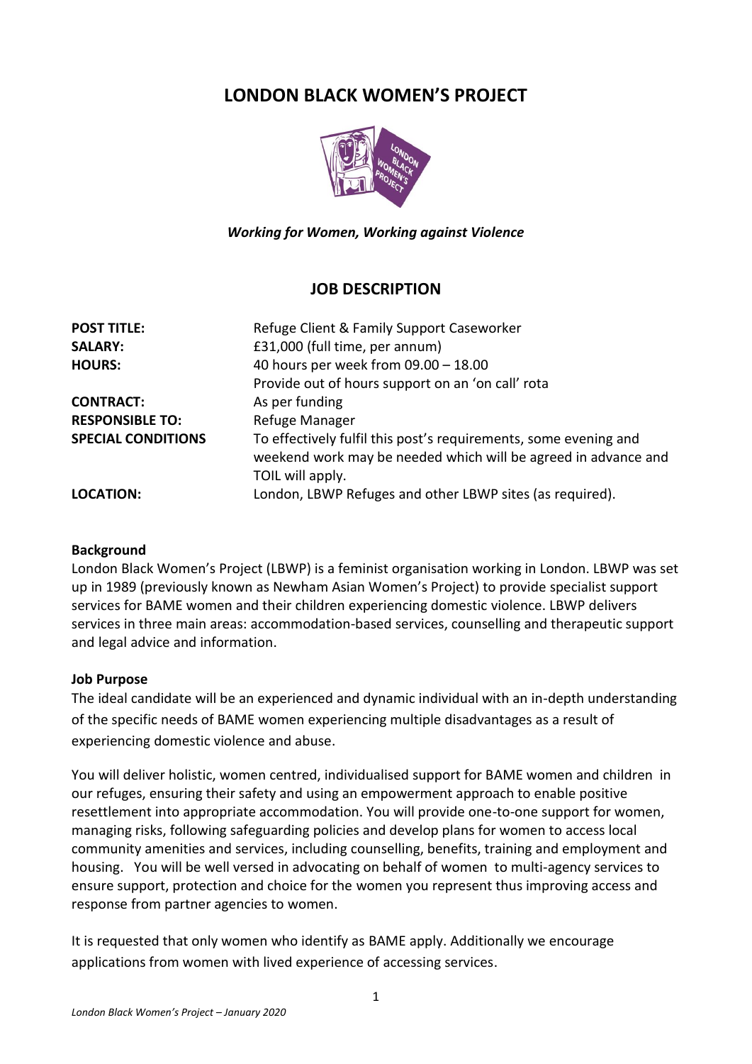# LONDON BLACK WOMEN'S PROJECT

***Working for Women, Working against Violence***

## JOB DESCRIPTION

| | |
|---|---|
| **POST TITLE:** | Refuge Client & Family Support Caseworker |
| **SALARY:** | £31,000 (full time, per annum) |
| **HOURS:** | 40 hours per week from 09.00 – 18.00<br>Provide out of hours support on an 'on call' rota |
| **CONTRACT:** | As per funding |
| **RESPONSIBLE TO:** | Refuge Manager |
| **SPECIAL CONDITIONS** | To effectively fulfil this post's requirements, some evening and weekend work may be needed which will be agreed in advance and TOIL will apply. |
| **LOCATION:** | London, LBWP Refuges and other LBWP sites (as required). |

**Background**

London Black Women's Project (LBWP) is a feminist organisation working in London. LBWP was set up in 1989 (previously known as Newham Asian Women's Project) to provide specialist support services for BAME women and their children experiencing domestic violence. LBWP delivers services in three main areas: accommodation-based services, counselling and therapeutic support and legal advice and information.

**Job Purpose**

The ideal candidate will be an experienced and dynamic individual with an in-depth understanding of the specific needs of BAME women experiencing multiple disadvantages as a result of experiencing domestic violence and abuse.

You will deliver holistic, women centred, individualised support for BAME women and children in our refuges, ensuring their safety and using an empowerment approach to enable positive resettlement into appropriate accommodation. You will provide one-to-one support for women, managing risks, following safeguarding policies and develop plans for women to access local community amenities and services, including counselling, benefits, training and employment and housing. You will be well versed in advocating on behalf of women to multi-agency services to ensure support, protection and choice for the women you represent thus improving access and response from partner agencies to women.

It is requested that only women who identify as BAME apply. Additionally we encourage applications from women with lived experience of accessing services.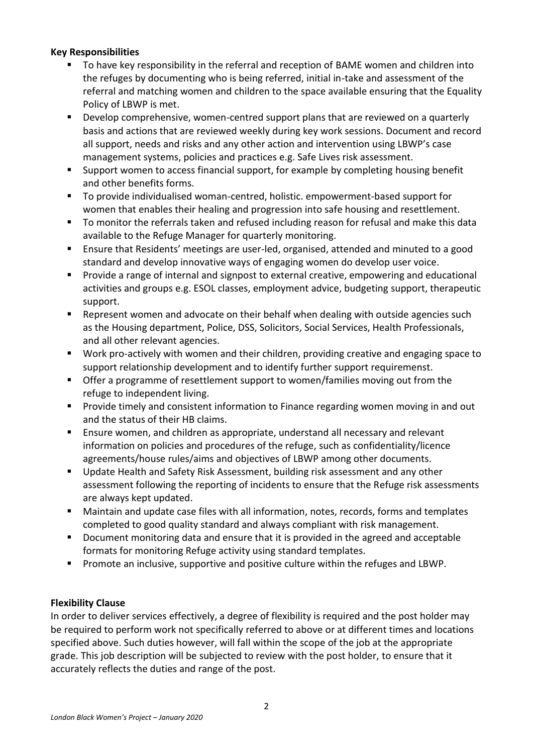**Key Responsibilities**

- To have key responsibility in the referral and reception of BAME women and children into the refuges by documenting who is being referred, initial in-take and assessment of the referral and matching women and children to the space available ensuring that the Equality Policy of LBWP is met.
- Develop comprehensive, women-centred support plans that are reviewed on a quarterly basis and actions that are reviewed weekly during key work sessions. Document and record all support, needs and risks and any other action and intervention using LBWP's case management systems, policies and practices e.g. Safe Lives risk assessment.
- Support women to access financial support, for example by completing housing benefit and other benefits forms.
- To provide individualised woman-centred, holistic. empowerment-based support for women that enables their healing and progression into safe housing and resettlement.
- To monitor the referrals taken and refused including reason for refusal and make this data available to the Refuge Manager for quarterly monitoring.
- Ensure that Residents' meetings are user-led, organised, attended and minuted to a good standard and develop innovative ways of engaging women do develop user voice.
- Provide a range of internal and signpost to external creative, empowering and educational activities and groups e.g. ESOL classes, employment advice, budgeting support, therapeutic support.
- Represent women and advocate on their behalf when dealing with outside agencies such as the Housing department, Police, DSS, Solicitors, Social Services, Health Professionals, and all other relevant agencies.
- Work pro-actively with women and their children, providing creative and engaging space to support relationship development and to identify further support requiremenst.
- Offer a programme of resettlement support to women/families moving out from the refuge to independent living.
- Provide timely and consistent information to Finance regarding women moving in and out and the status of their HB claims.
- Ensure women, and children as appropriate, understand all necessary and relevant information on policies and procedures of the refuge, such as confidentiality/licence agreements/house rules/aims and objectives of LBWP among other documents.
- Update Health and Safety Risk Assessment, building risk assessment and any other assessment following the reporting of incidents to ensure that the Refuge risk assessments are always kept updated.
- Maintain and update case files with all information, notes, records, forms and templates completed to good quality standard and always compliant with risk management.
- Document monitoring data and ensure that it is provided in the agreed and acceptable formats for monitoring Refuge activity using standard templates.
- Promote an inclusive, supportive and positive culture within the refuges and LBWP.

**Flexibility Clause**

In order to deliver services effectively, a degree of flexibility is required and the post holder may be required to perform work not specifically referred to above or at different times and locations specified above. Such duties however, will fall within the scope of the job at the appropriate grade. This job description will be subjected to review with the post holder, to ensure that it accurately reflects the duties and range of the post.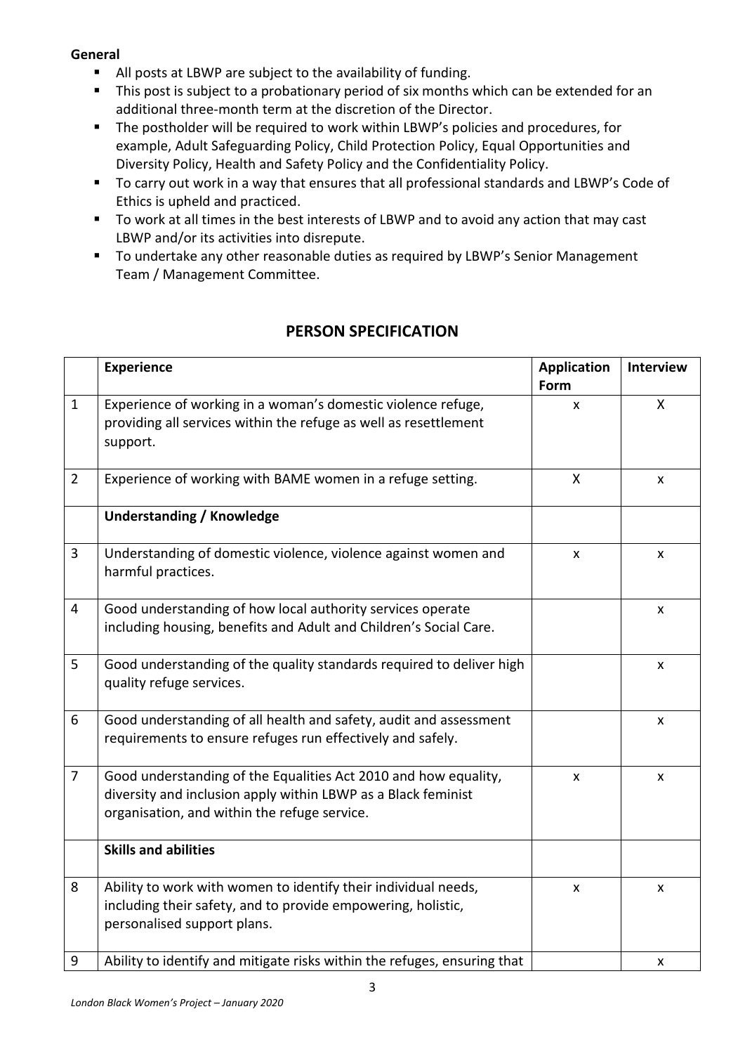**General**

- All posts at LBWP are subject to the availability of funding.
- This post is subject to a probationary period of six months which can be extended for an additional three-month term at the discretion of the Director.
- The postholder will be required to work within LBWP's policies and procedures, for example, Adult Safeguarding Policy, Child Protection Policy, Equal Opportunities and Diversity Policy, Health and Safety Policy and the Confidentiality Policy.
- To carry out work in a way that ensures that all professional standards and LBWP's Code of Ethics is upheld and practiced.
- To work at all times in the best interests of LBWP and to avoid any action that may cast LBWP and/or its activities into disrepute.
- To undertake any other reasonable duties as required by LBWP's Senior Management Team / Management Committee.

## PERSON SPECIFICATION

| | **Experience** | **Application Form** | **Interview** |
|---|---|---|---|
| 1 | Experience of working in a woman's domestic violence refuge, providing all services within the refuge as well as resettlement support. | x | X |
| 2 | Experience of working with BAME women in a refuge setting. | X | x |
| | **Understanding / Knowledge** | | |
| 3 | Understanding of domestic violence, violence against women and harmful practices. | x | x |
| 4 | Good understanding of how local authority services operate including housing, benefits and Adult and Children's Social Care. | | x |
| 5 | Good understanding of the quality standards required to deliver high quality refuge services. | | x |
| 6 | Good understanding of all health and safety, audit and assessment requirements to ensure refuges run effectively and safely. | | x |
| 7 | Good understanding of the Equalities Act 2010 and how equality, diversity and inclusion apply within LBWP as a Black feminist organisation, and within the refuge service. | x | x |
| | **Skills and abilities** | | |
| 8 | Ability to work with women to identify their individual needs, including their safety, and to provide empowering, holistic, personalised support plans. | x | x |
| 9 | Ability to identify and mitigate risks within the refuges, ensuring that | | x |

*London Black Women's Project – January 2020*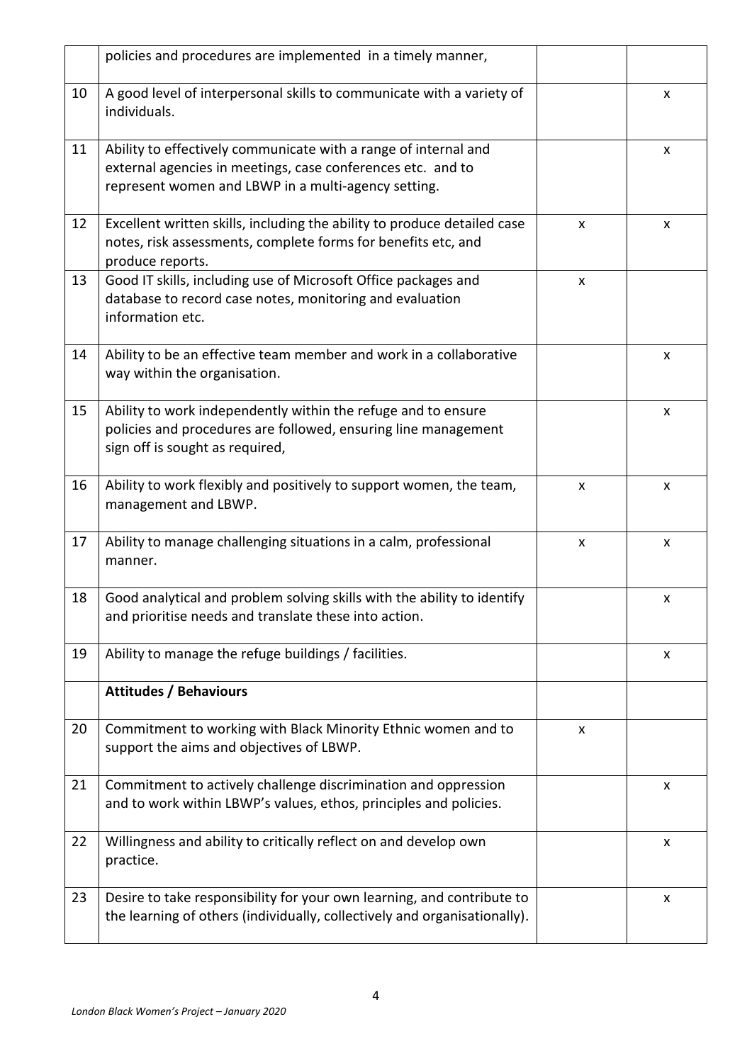| | | | |
|---|---|---|---|
| | policies and procedures are implemented in a timely manner, | | |
| 10 | A good level of interpersonal skills to communicate with a variety of individuals. | | x |
| 11 | Ability to effectively communicate with a range of internal and external agencies in meetings, case conferences etc. and to represent women and LBWP in a multi-agency setting. | | x |
| 12 | Excellent written skills, including the ability to produce detailed case notes, risk assessments, complete forms for benefits etc, and produce reports. | x | x |
| 13 | Good IT skills, including use of Microsoft Office packages and database to record case notes, monitoring and evaluation information etc. | x | |
| 14 | Ability to be an effective team member and work in a collaborative way within the organisation. | | x |
| 15 | Ability to work independently within the refuge and to ensure policies and procedures are followed, ensuring line management sign off is sought as required, | | x |
| 16 | Ability to work flexibly and positively to support women, the team, management and LBWP. | x | x |
| 17 | Ability to manage challenging situations in a calm, professional manner. | x | x |
| 18 | Good analytical and problem solving skills with the ability to identify and prioritise needs and translate these into action. | | x |
| 19 | Ability to manage the refuge buildings / facilities. | | x |
| | **Attitudes / Behaviours** | | |
| 20 | Commitment to working with Black Minority Ethnic women and to support the aims and objectives of LBWP. | x | |
| 21 | Commitment to actively challenge discrimination and oppression and to work within LBWP's values, ethos, principles and policies. | | x |
| 22 | Willingness and ability to critically reflect on and develop own practice. | | x |
| 23 | Desire to take responsibility for your own learning, and contribute to the learning of others (individually, collectively and organisationally). | | x |